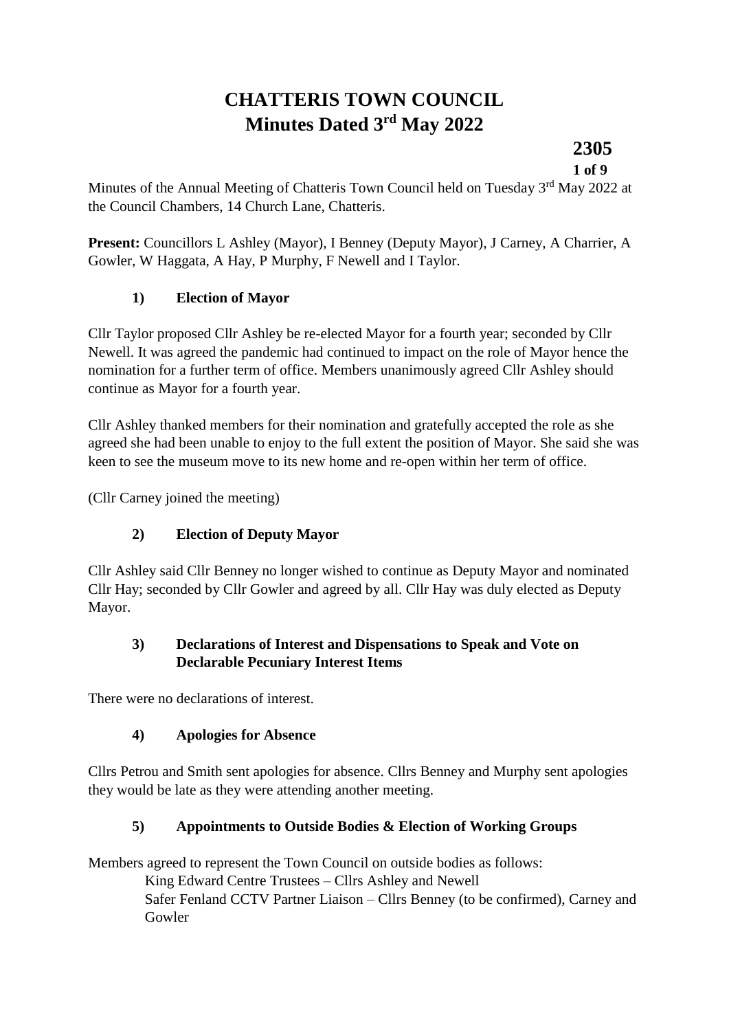# CHATTERIS TOWN COUNCIL
# Minutes Dated 3rd May 2022

**2305**

Minutes of the Annual Meeting of Chatteris Town Council held on Tuesday 3rd May 2022 at the Council Chambers, 14 Church Lane, Chatteris.

**Present:** Councillors L Ashley (Mayor), I Benney (Deputy Mayor), J Carney, A Charrier, A Gowler, W Haggata, A Hay, P Murphy, F Newell and I Taylor.

### 1) Election of Mayor

Cllr Taylor proposed Cllr Ashley be re-elected Mayor for a fourth year; seconded by Cllr Newell. It was agreed the pandemic had continued to impact on the role of Mayor hence the nomination for a further term of office. Members unanimously agreed Cllr Ashley should continue as Mayor for a fourth year.

Cllr Ashley thanked members for their nomination and gratefully accepted the role as she agreed she had been unable to enjoy to the full extent the position of Mayor. She said she was keen to see the museum move to its new home and re-open within her term of office.

(Cllr Carney joined the meeting)

### 2) Election of Deputy Mayor

Cllr Ashley said Cllr Benney no longer wished to continue as Deputy Mayor and nominated Cllr Hay; seconded by Cllr Gowler and agreed by all. Cllr Hay was duly elected as Deputy Mayor.

### 3) Declarations of Interest and Dispensations to Speak and Vote on Declarable Pecuniary Interest Items

There were no declarations of interest.

### 4) Apologies for Absence

Cllrs Petrou and Smith sent apologies for absence. Cllrs Benney and Murphy sent apologies they would be late as they were attending another meeting.

### 5) Appointments to Outside Bodies & Election of Working Groups

Members agreed to represent the Town Council on outside bodies as follows:

King Edward Centre Trustees – Cllrs Ashley and Newell
Safer Fenland CCTV Partner Liaison – Cllrs Benney (to be confirmed), Carney and Gowler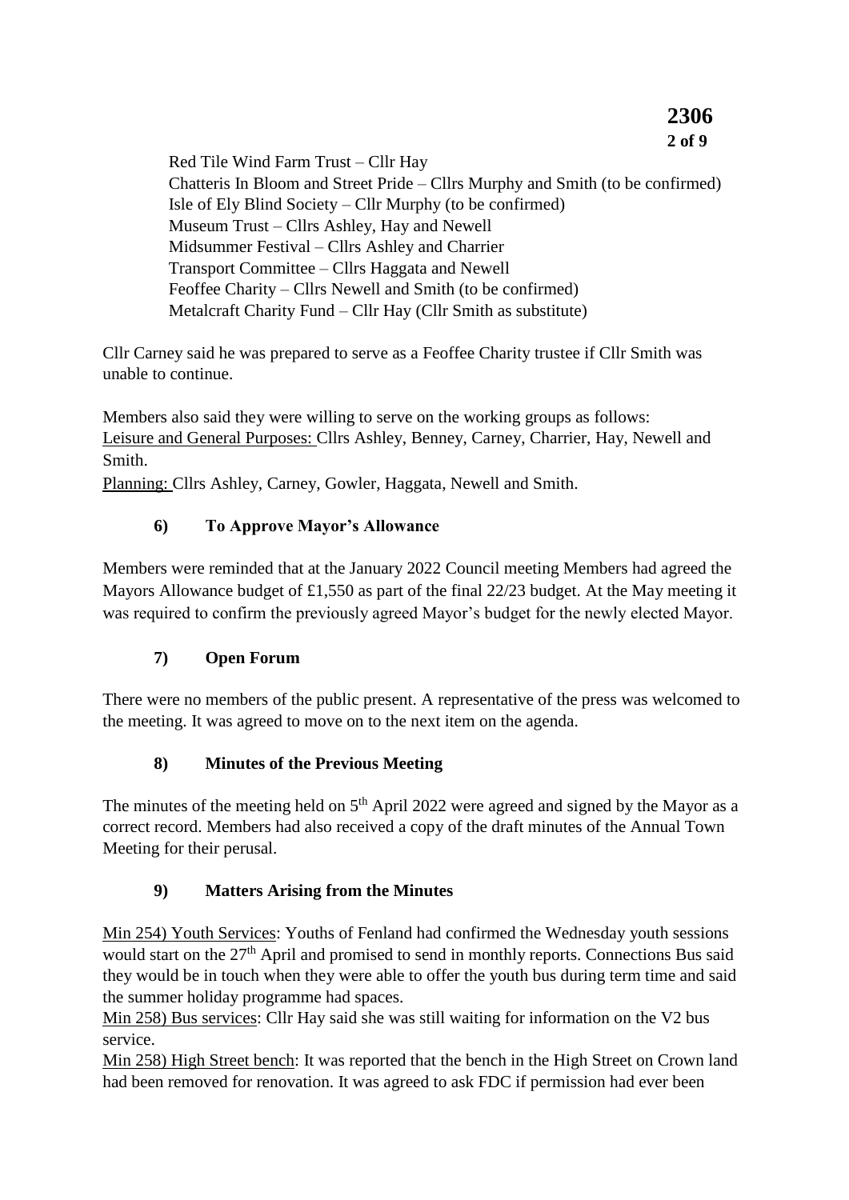Red Tile Wind Farm Trust – Cllr Hay
Chatteris In Bloom and Street Pride – Cllrs Murphy and Smith (to be confirmed)
Isle of Ely Blind Society – Cllr Murphy (to be confirmed)
Museum Trust – Cllrs Ashley, Hay and Newell
Midsummer Festival – Cllrs Ashley and Charrier
Transport Committee – Cllrs Haggata and Newell
Feoffee Charity – Cllrs Newell and Smith (to be confirmed)
Metalcraft Charity Fund – Cllr Hay (Cllr Smith as substitute)

Cllr Carney said he was prepared to serve as a Feoffee Charity trustee if Cllr Smith was unable to continue.

Members also said they were willing to serve on the working groups as follows:
Leisure and General Purposes: Cllrs Ashley, Benney, Carney, Charrier, Hay, Newell and Smith.
Planning: Cllrs Ashley, Carney, Gowler, Haggata, Newell and Smith.

### 6) To Approve Mayor's Allowance

Members were reminded that at the January 2022 Council meeting Members had agreed the Mayors Allowance budget of £1,550 as part of the final 22/23 budget. At the May meeting it was required to confirm the previously agreed Mayor's budget for the newly elected Mayor.

### 7) Open Forum

There were no members of the public present. A representative of the press was welcomed to the meeting. It was agreed to move on to the next item on the agenda.

### 8) Minutes of the Previous Meeting

The minutes of the meeting held on 5th April 2022 were agreed and signed by the Mayor as a correct record. Members had also received a copy of the draft minutes of the Annual Town Meeting for their perusal.

### 9) Matters Arising from the Minutes

Min 254) Youth Services: Youths of Fenland had confirmed the Wednesday youth sessions would start on the 27th April and promised to send in monthly reports. Connections Bus said they would be in touch when they were able to offer the youth bus during term time and said the summer holiday programme had spaces.
Min 258) Bus services: Cllr Hay said she was still waiting for information on the V2 bus service.
Min 258) High Street bench: It was reported that the bench in the High Street on Crown land had been removed for renovation. It was agreed to ask FDC if permission had ever been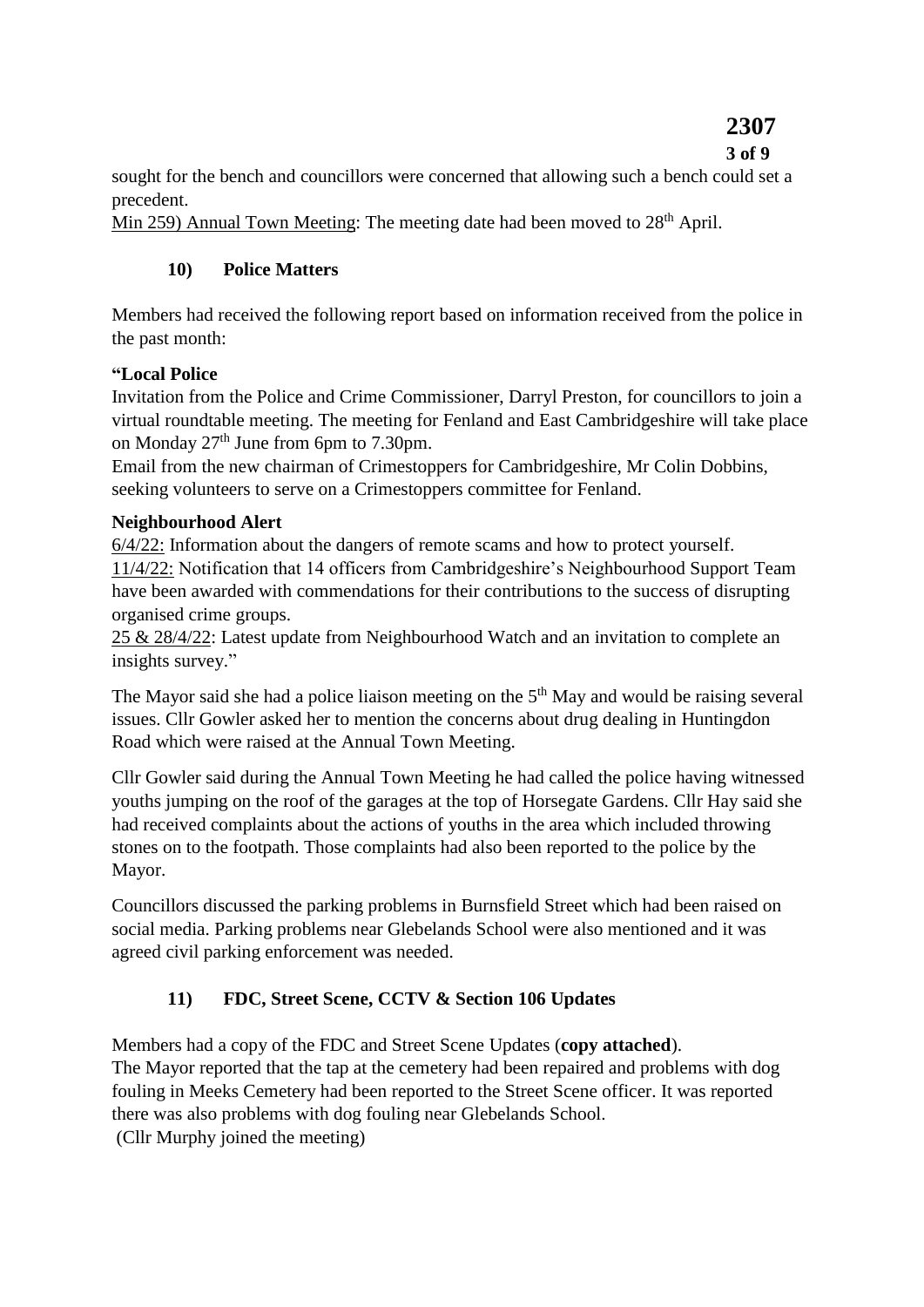sought for the bench and councillors were concerned that allowing such a bench could set a precedent.

Min 259) Annual Town Meeting: The meeting date had been moved to 28th April.

### 10) Police Matters

Members had received the following report based on information received from the police in the past month:

**"Local Police**

Invitation from the Police and Crime Commissioner, Darryl Preston, for councillors to join a virtual roundtable meeting. The meeting for Fenland and East Cambridgeshire will take place on Monday 27th June from 6pm to 7.30pm.

Email from the new chairman of Crimestoppers for Cambridgeshire, Mr Colin Dobbins, seeking volunteers to serve on a Crimestoppers committee for Fenland.

**Neighbourhood Alert**

6/4/22: Information about the dangers of remote scams and how to protect yourself.

11/4/22: Notification that 14 officers from Cambridgeshire's Neighbourhood Support Team have been awarded with commendations for their contributions to the success of disrupting organised crime groups.

25 & 28/4/22: Latest update from Neighbourhood Watch and an invitation to complete an insights survey."

The Mayor said she had a police liaison meeting on the 5th May and would be raising several issues. Cllr Gowler asked her to mention the concerns about drug dealing in Huntingdon Road which were raised at the Annual Town Meeting.

Cllr Gowler said during the Annual Town Meeting he had called the police having witnessed youths jumping on the roof of the garages at the top of Horsegate Gardens. Cllr Hay said she had received complaints about the actions of youths in the area which included throwing stones on to the footpath. Those complaints had also been reported to the police by the Mayor.

Councillors discussed the parking problems in Burnsfield Street which had been raised on social media. Parking problems near Glebelands School were also mentioned and it was agreed civil parking enforcement was needed.

### 11) FDC, Street Scene, CCTV & Section 106 Updates

Members had a copy of the FDC and Street Scene Updates (**copy attached**).

The Mayor reported that the tap at the cemetery had been repaired and problems with dog fouling in Meeks Cemetery had been reported to the Street Scene officer. It was reported there was also problems with dog fouling near Glebelands School.

(Cllr Murphy joined the meeting)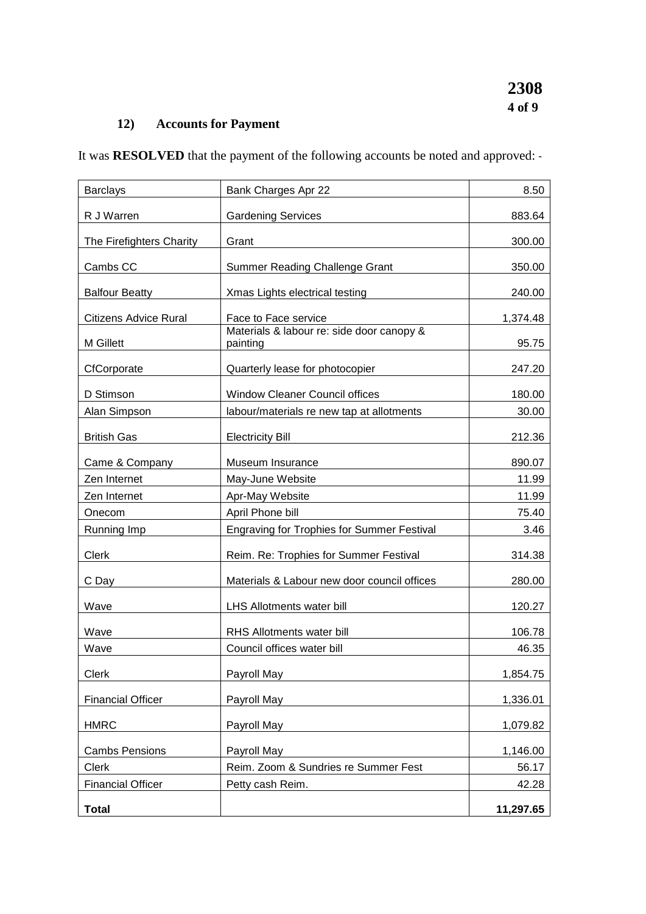### 12) Accounts for Payment

It was **RESOLVED** that the payment of the following accounts be noted and approved: -

| | | |
|---|---|---:|
| Barclays | Bank Charges Apr 22 | 8.50 |
| R J Warren | Gardening Services | 883.64 |
| The Firefighters Charity | Grant | 300.00 |
| Cambs CC | Summer Reading Challenge Grant | 350.00 |
| Balfour Beatty | Xmas Lights electrical testing | 240.00 |
| Citizens Advice Rural | Face to Face service | 1,374.48 |
| M Gillett | Materials & labour re: side door canopy & painting | 95.75 |
| CfCorporate | Quarterly lease for photocopier | 247.20 |
| D Stimson | Window Cleaner Council offices | 180.00 |
| Alan Simpson | labour/materials re new tap at allotments | 30.00 |
| British Gas | Electricity Bill | 212.36 |
| Came & Company | Museum Insurance | 890.07 |
| Zen Internet | May-June Website | 11.99 |
| Zen Internet | Apr-May Website | 11.99 |
| Onecom | April Phone bill | 75.40 |
| Running Imp | Engraving for Trophies for Summer Festival | 3.46 |
| Clerk | Reim. Re: Trophies for Summer Festival | 314.38 |
| C Day | Materials & Labour new door council offices | 280.00 |
| Wave | LHS Allotments water bill | 120.27 |
| Wave | RHS Allotments water bill | 106.78 |
| Wave | Council offices water bill | 46.35 |
| Clerk | Payroll May | 1,854.75 |
| Financial Officer | Payroll May | 1,336.01 |
| HMRC | Payroll May | 1,079.82 |
| Cambs Pensions | Payroll May | 1,146.00 |
| Clerk | Reim. Zoom & Sundries re Summer Fest | 56.17 |
| Financial Officer | Petty cash Reim. | 42.28 |
| **Total** | | **11,297.65** |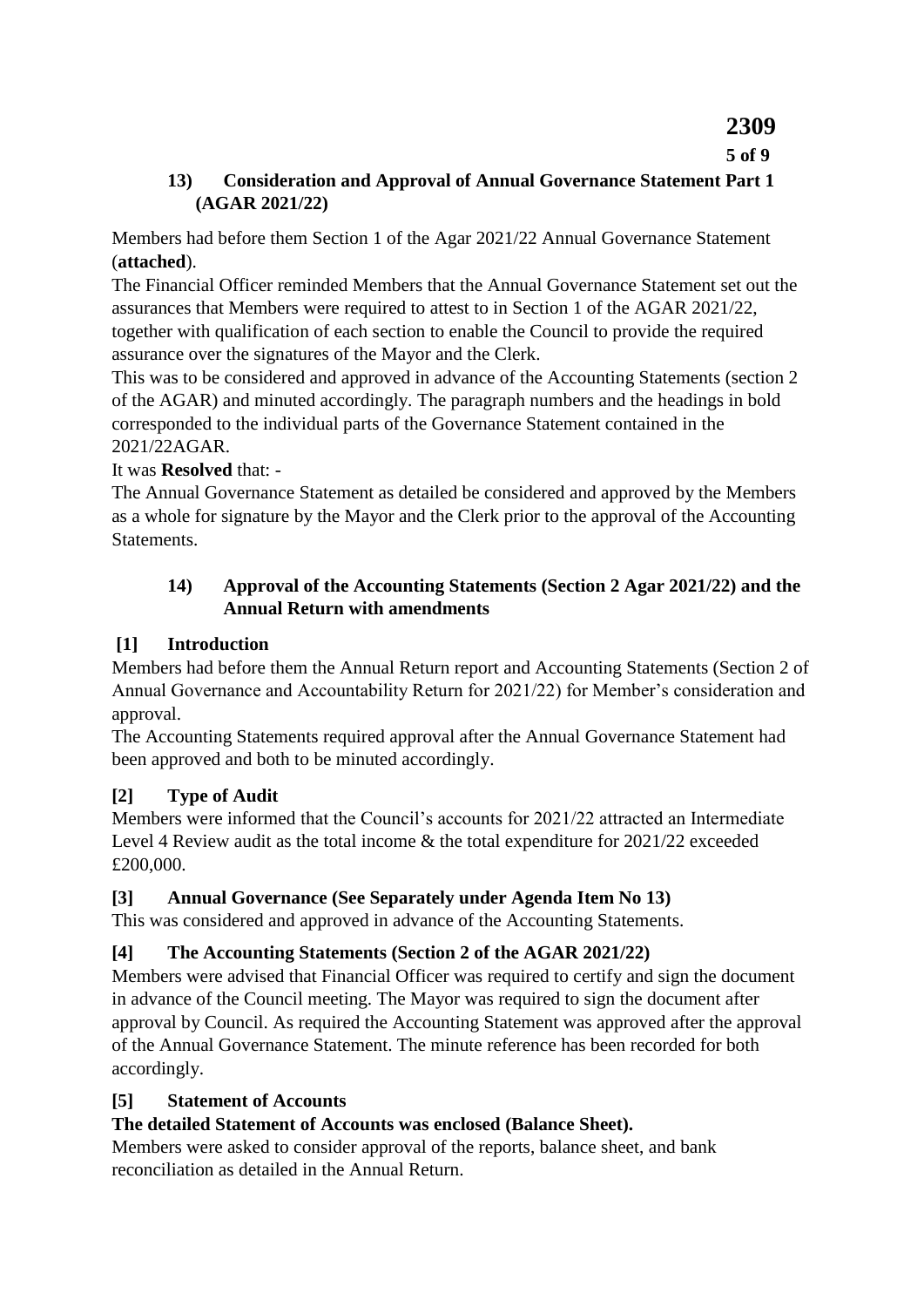## 13) Consideration and Approval of Annual Governance Statement Part 1 (AGAR 2021/22)

Members had before them Section 1 of the Agar 2021/22 Annual Governance Statement (**attached**).

The Financial Officer reminded Members that the Annual Governance Statement set out the assurances that Members were required to attest to in Section 1 of the AGAR 2021/22, together with qualification of each section to enable the Council to provide the required assurance over the signatures of the Mayor and the Clerk.

This was to be considered and approved in advance of the Accounting Statements (section 2 of the AGAR) and minuted accordingly. The paragraph numbers and the headings in bold corresponded to the individual parts of the Governance Statement contained in the 2021/22AGAR.

It was **Resolved** that: -

The Annual Governance Statement as detailed be considered and approved by the Members as a whole for signature by the Mayor and the Clerk prior to the approval of the Accounting Statements.

## 14) Approval of the Accounting Statements (Section 2 Agar 2021/22) and the Annual Return with amendments

### [1] Introduction

Members had before them the Annual Return report and Accounting Statements (Section 2 of Annual Governance and Accountability Return for 2021/22) for Member's consideration and approval.

The Accounting Statements required approval after the Annual Governance Statement had been approved and both to be minuted accordingly.

### [2] Type of Audit

Members were informed that the Council's accounts for 2021/22 attracted an Intermediate Level 4 Review audit as the total income & the total expenditure for 2021/22 exceeded £200,000.

### [3] Annual Governance (See Separately under Agenda Item No 13)

This was considered and approved in advance of the Accounting Statements.

### [4] The Accounting Statements (Section 2 of the AGAR 2021/22)

Members were advised that Financial Officer was required to certify and sign the document in advance of the Council meeting. The Mayor was required to sign the document after approval by Council. As required the Accounting Statement was approved after the approval of the Annual Governance Statement. The minute reference has been recorded for both accordingly.

### [5] Statement of Accounts

**The detailed Statement of Accounts was enclosed (Balance Sheet).**

Members were asked to consider approval of the reports, balance sheet, and bank reconciliation as detailed in the Annual Return.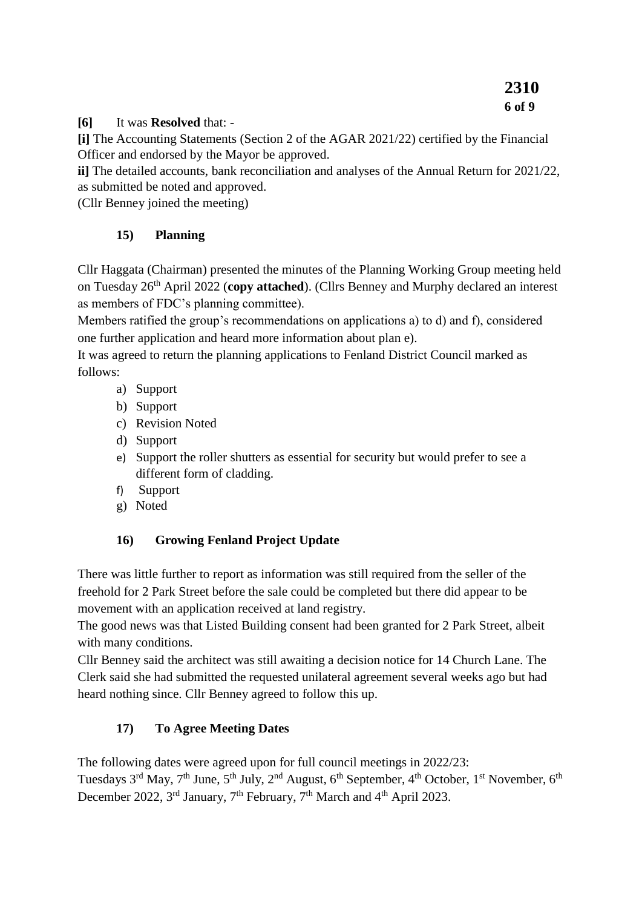**[6]** It was **Resolved** that: -

**[i]** The Accounting Statements (Section 2 of the AGAR 2021/22) certified by the Financial Officer and endorsed by the Mayor be approved.

**ii]** The detailed accounts, bank reconciliation and analyses of the Annual Return for 2021/22, as submitted be noted and approved.

(Cllr Benney joined the meeting)

### 15) Planning

Cllr Haggata (Chairman) presented the minutes of the Planning Working Group meeting held on Tuesday 26th April 2022 (**copy attached**). (Cllrs Benney and Murphy declared an interest as members of FDC's planning committee).

Members ratified the group's recommendations on applications a) to d) and f), considered one further application and heard more information about plan e).

It was agreed to return the planning applications to Fenland District Council marked as follows:

a) Support
b) Support
c) Revision Noted
d) Support
e) Support the roller shutters as essential for security but would prefer to see a different form of cladding.
f) Support
g) Noted

### 16) Growing Fenland Project Update

There was little further to report as information was still required from the seller of the freehold for 2 Park Street before the sale could be completed but there did appear to be movement with an application received at land registry.

The good news was that Listed Building consent had been granted for 2 Park Street, albeit with many conditions.

Cllr Benney said the architect was still awaiting a decision notice for 14 Church Lane. The Clerk said she had submitted the requested unilateral agreement several weeks ago but had heard nothing since. Cllr Benney agreed to follow this up.

### 17) To Agree Meeting Dates

The following dates were agreed upon for full council meetings in 2022/23:

Tuesdays 3rd May, 7th June, 5th July, 2nd August, 6th September, 4th October, 1st November, 6th December 2022, 3rd January, 7th February, 7th March and 4th April 2023.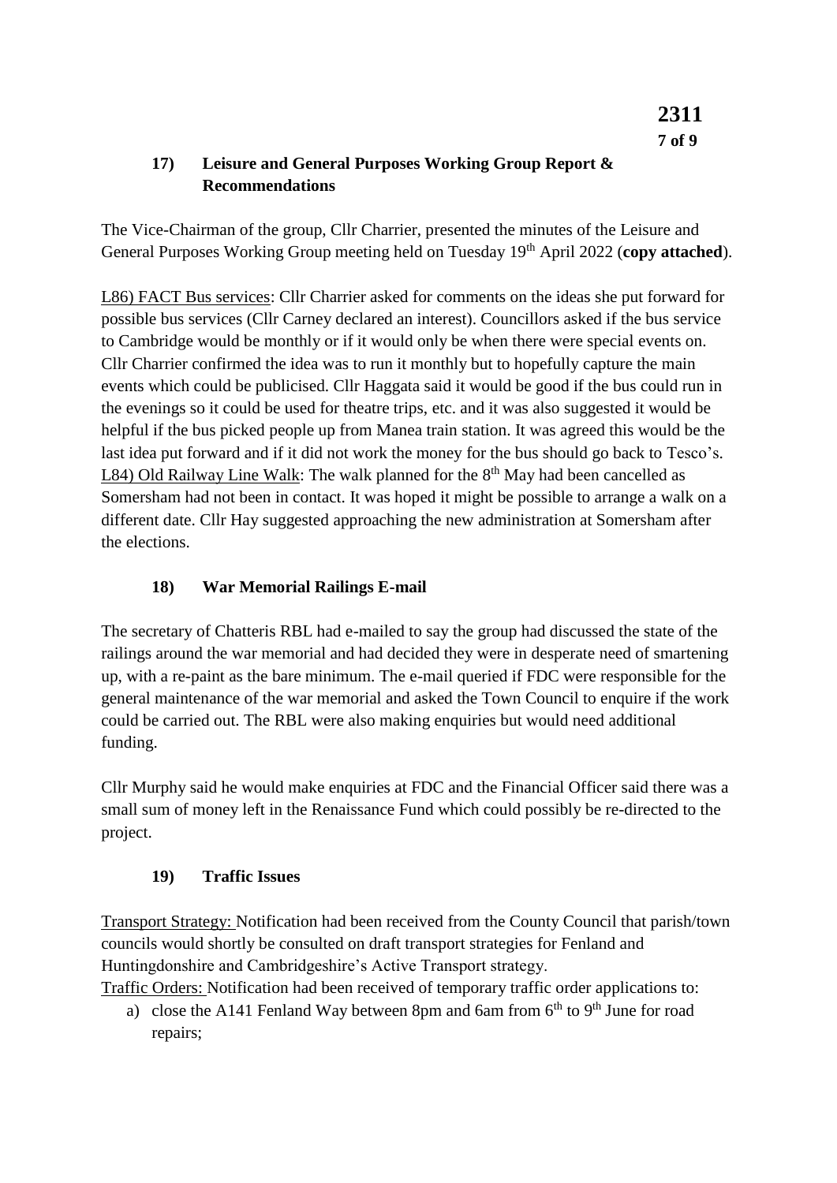## 17) Leisure and General Purposes Working Group Report & Recommendations

The Vice-Chairman of the group, Cllr Charrier, presented the minutes of the Leisure and General Purposes Working Group meeting held on Tuesday 19th April 2022 (**copy attached**).

L86) FACT Bus services: Cllr Charrier asked for comments on the ideas she put forward for possible bus services (Cllr Carney declared an interest). Councillors asked if the bus service to Cambridge would be monthly or if it would only be when there were special events on. Cllr Charrier confirmed the idea was to run it monthly but to hopefully capture the main events which could be publicised. Cllr Haggata said it would be good if the bus could run in the evenings so it could be used for theatre trips, etc. and it was also suggested it would be helpful if the bus picked people up from Manea train station. It was agreed this would be the last idea put forward and if it did not work the money for the bus should go back to Tesco's.
L84) Old Railway Line Walk: The walk planned for the 8th May had been cancelled as Somersham had not been in contact. It was hoped it might be possible to arrange a walk on a different date. Cllr Hay suggested approaching the new administration at Somersham after the elections.

## 18) War Memorial Railings E-mail

The secretary of Chatteris RBL had e-mailed to say the group had discussed the state of the railings around the war memorial and had decided they were in desperate need of smartening up, with a re-paint as the bare minimum. The e-mail queried if FDC were responsible for the general maintenance of the war memorial and asked the Town Council to enquire if the work could be carried out. The RBL were also making enquiries but would need additional funding.

Cllr Murphy said he would make enquiries at FDC and the Financial Officer said there was a small sum of money left in the Renaissance Fund which could possibly be re-directed to the project.

## 19) Traffic Issues

Transport Strategy: Notification had been received from the County Council that parish/town councils would shortly be consulted on draft transport strategies for Fenland and Huntingdonshire and Cambridgeshire's Active Transport strategy.
Traffic Orders: Notification had been received of temporary traffic order applications to:

a) close the A141 Fenland Way between 8pm and 6am from 6th to 9th June for road repairs;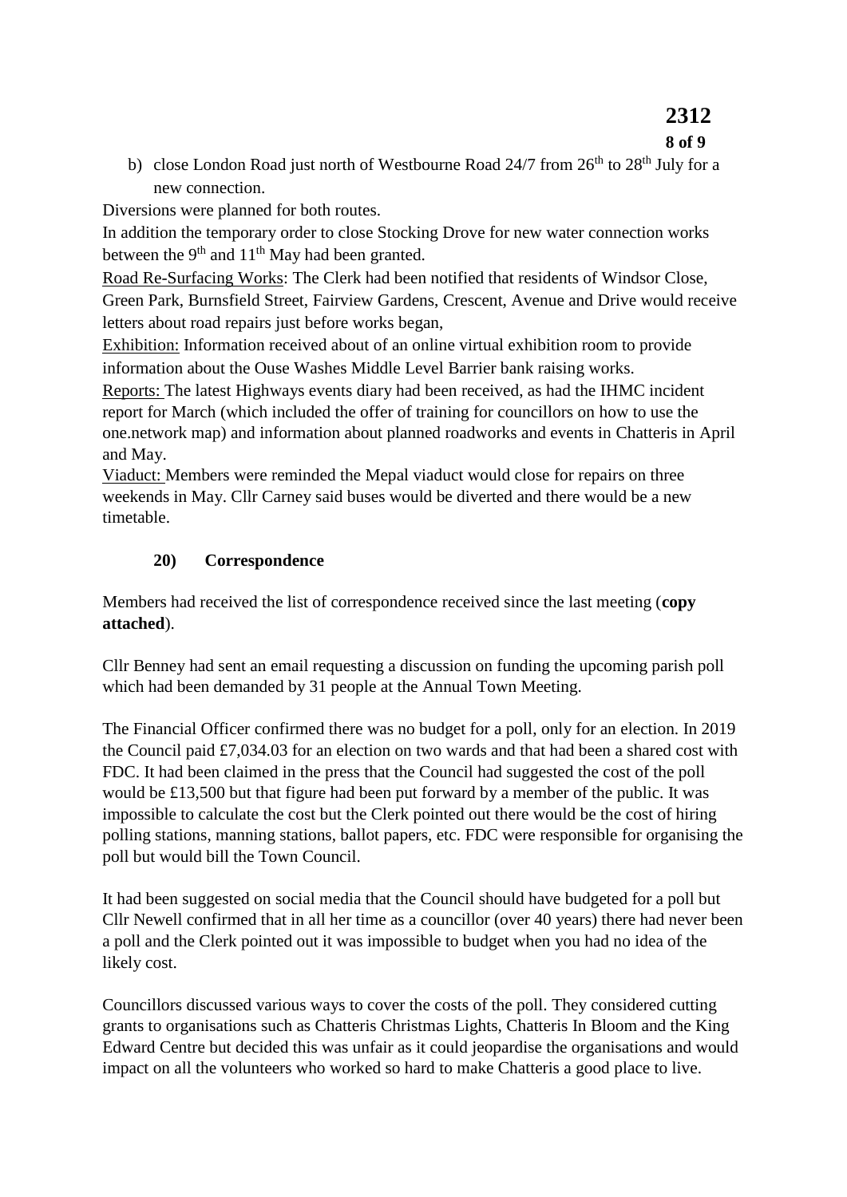b) close London Road just north of Westbourne Road 24/7 from 26th to 28th July for a new connection.

Diversions were planned for both routes.

In addition the temporary order to close Stocking Drove for new water connection works between the 9th and 11th May had been granted.

Road Re-Surfacing Works: The Clerk had been notified that residents of Windsor Close, Green Park, Burnsfield Street, Fairview Gardens, Crescent, Avenue and Drive would receive letters about road repairs just before works began,

Exhibition: Information received about of an online virtual exhibition room to provide information about the Ouse Washes Middle Level Barrier bank raising works.

Reports: The latest Highways events diary had been received, as had the IHMC incident report for March (which included the offer of training for councillors on how to use the one.network map) and information about planned roadworks and events in Chatteris in April and May.

Viaduct: Members were reminded the Mepal viaduct would close for repairs on three weekends in May. Cllr Carney said buses would be diverted and there would be a new timetable.

## 20) Correspondence

Members had received the list of correspondence received since the last meeting (**copy attached**).

Cllr Benney had sent an email requesting a discussion on funding the upcoming parish poll which had been demanded by 31 people at the Annual Town Meeting.

The Financial Officer confirmed there was no budget for a poll, only for an election. In 2019 the Council paid £7,034.03 for an election on two wards and that had been a shared cost with FDC. It had been claimed in the press that the Council had suggested the cost of the poll would be £13,500 but that figure had been put forward by a member of the public. It was impossible to calculate the cost but the Clerk pointed out there would be the cost of hiring polling stations, manning stations, ballot papers, etc. FDC were responsible for organising the poll but would bill the Town Council.

It had been suggested on social media that the Council should have budgeted for a poll but Cllr Newell confirmed that in all her time as a councillor (over 40 years) there had never been a poll and the Clerk pointed out it was impossible to budget when you had no idea of the likely cost.

Councillors discussed various ways to cover the costs of the poll. They considered cutting grants to organisations such as Chatteris Christmas Lights, Chatteris In Bloom and the King Edward Centre but decided this was unfair as it could jeopardise the organisations and would impact on all the volunteers who worked so hard to make Chatteris a good place to live.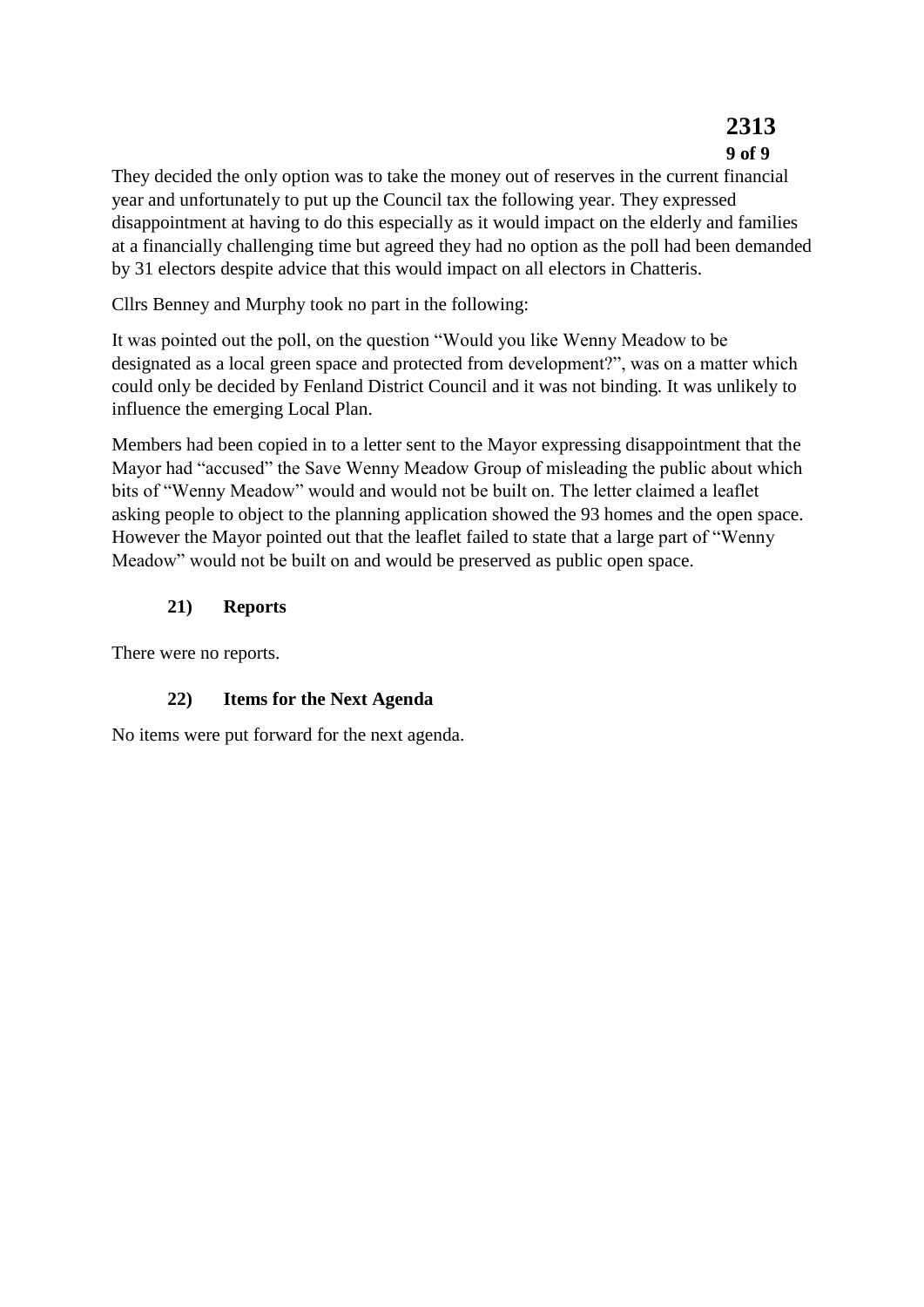They decided the only option was to take the money out of reserves in the current financial year and unfortunately to put up the Council tax the following year. They expressed disappointment at having to do this especially as it would impact on the elderly and families at a financially challenging time but agreed they had no option as the poll had been demanded by 31 electors despite advice that this would impact on all electors in Chatteris.

Cllrs Benney and Murphy took no part in the following:

It was pointed out the poll, on the question "Would you like Wenny Meadow to be designated as a local green space and protected from development?", was on a matter which could only be decided by Fenland District Council and it was not binding. It was unlikely to influence the emerging Local Plan.

Members had been copied in to a letter sent to the Mayor expressing disappointment that the Mayor had "accused" the Save Wenny Meadow Group of misleading the public about which bits of "Wenny Meadow" would and would not be built on. The letter claimed a leaflet asking people to object to the planning application showed the 93 homes and the open space. However the Mayor pointed out that the leaflet failed to state that a large part of "Wenny Meadow" would not be built on and would be preserved as public open space.

### 21) Reports

There were no reports.

### 22) Items for the Next Agenda

No items were put forward for the next agenda.